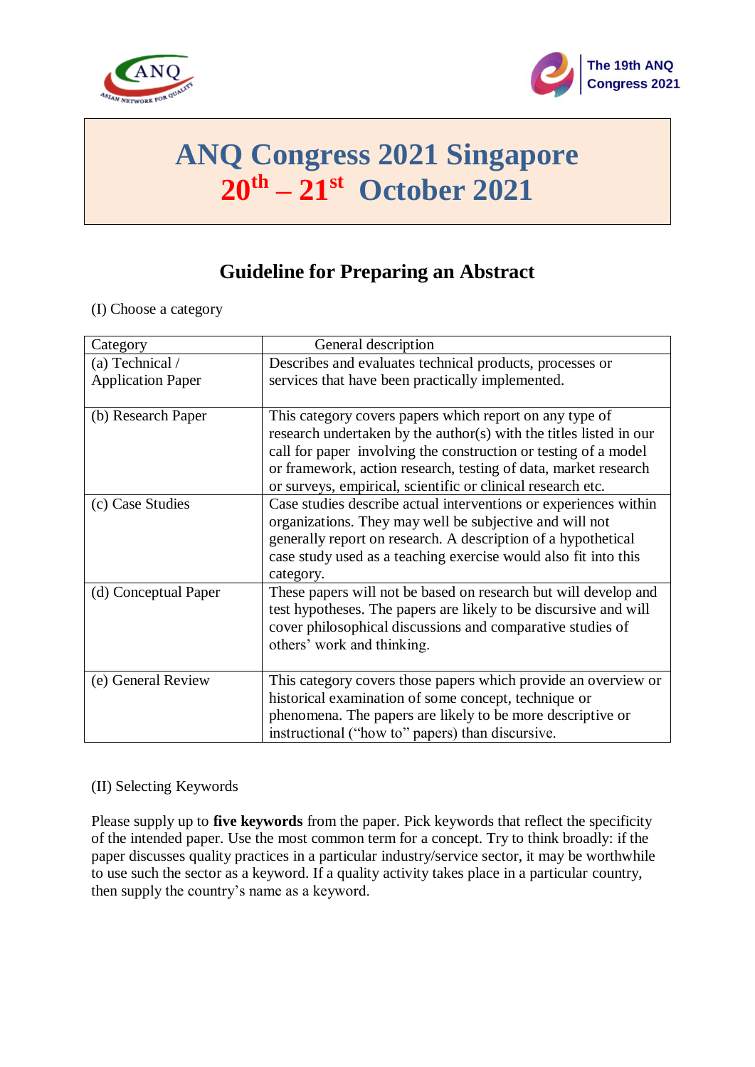# ANQ Congress 2021 Singapore

# 20th – 21st October 2021

## Guideline for Preparing an Abstract

(I) Choose a category

| Category | General description |
|---|---|
| (a) Technical / Application Paper | Describes and evaluates technical products, processes or services that have been practically implemented. |
| (b) Research Paper | This category covers papers which report on any type of research undertaken by the author(s) with the titles listed in our call for paper involving the construction or testing of a model or framework, action research, testing of data, market research or surveys, empirical, scientific or clinical research etc. |
| (c) Case Studies | Case studies describe actual interventions or experiences within organizations. They may well be subjective and will not generally report on research. A description of a hypothetical case study used as a teaching exercise would also fit into this category. |
| (d) Conceptual Paper | These papers will not be based on research but will develop and test hypotheses. The papers are likely to be discursive and will cover philosophical discussions and comparative studies of others' work and thinking. |
| (e) General Review | This category covers those papers which provide an overview or historical examination of some concept, technique or phenomena. The papers are likely to be more descriptive or instructional ("how to" papers) than discursive. |

(II) Selecting Keywords

Please supply up to **five keywords** from the paper. Pick keywords that reflect the specificity of the intended paper. Use the most common term for a concept. Try to think broadly: if the paper discusses quality practices in a particular industry/service sector, it may be worthwhile to use such the sector as a keyword. If a quality activity takes place in a particular country, then supply the country's name as a keyword.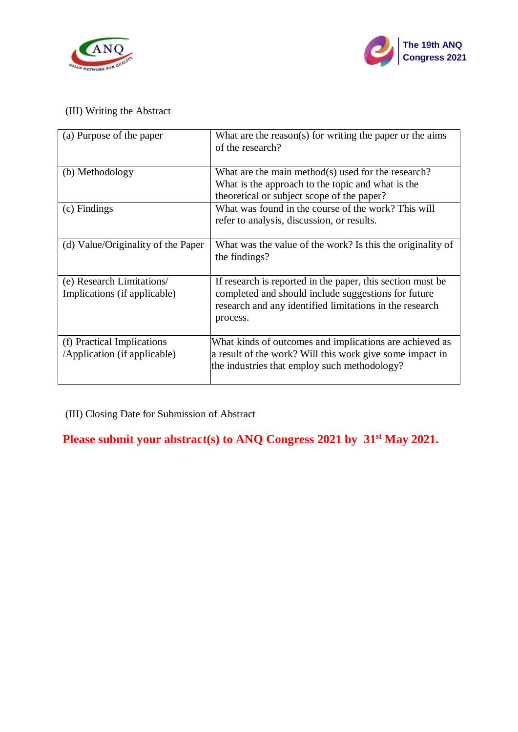(III) Writing the Abstract

| | |
|---|---|
| (a) Purpose of the paper | What are the reason(s) for writing the paper or the aims of the research? |
| (b) Methodology | What are the main method(s) used for the research? What is the approach to the topic and what is the theoretical or subject scope of the paper? |
| (c) Findings | What was found in the course of the work? This will refer to analysis, discussion, or results. |
| (d) Value/Originality of the Paper | What was the value of the work? Is this the originality of the findings? |
| (e) Research Limitations/ Implications (if applicable) | If research is reported in the paper, this section must be completed and should include suggestions for future research and any identified limitations in the research process. |
| (f) Practical Implications /Application (if applicable) | What kinds of outcomes and implications are achieved as a result of the work? Will this work give some impact in the industries that employ such methodology? |

(III) Closing Date for Submission of Abstract

**Please submit your abstract(s) to ANQ Congress 2021 by 31st May 2021.**